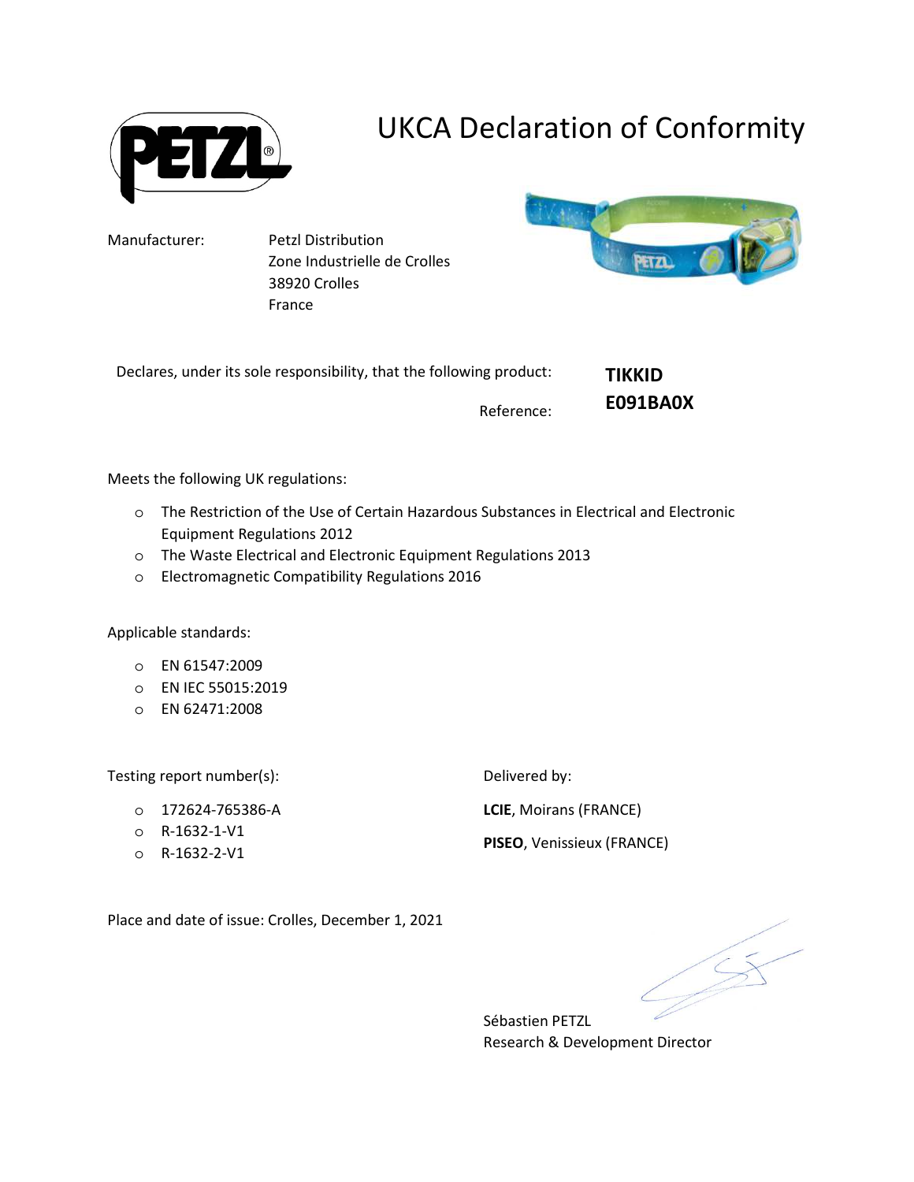# UKCA Declaration of Conformity

Manufacturer: Petzl Distribution
Zone Industrielle de Crolles
38920 Crolles
France

Declares, under its sole responsibility, that the following product: **TIKKID**

Reference: **E091BA0X**

Meets the following UK regulations:

- The Restriction of the Use of Certain Hazardous Substances in Electrical and Electronic Equipment Regulations 2012
- The Waste Electrical and Electronic Equipment Regulations 2013
- Electromagnetic Compatibility Regulations 2016

Applicable standards:

- EN 61547:2009
- EN IEC 55015:2019
- EN 62471:2008

Testing report number(s):

- 172624-765386-A
- R-1632-1-V1
- R-1632-2-V1

Delivered by:

**LCIE**, Moirans (FRANCE)

**PISEO**, Venissieux (FRANCE)

Place and date of issue: Crolles, December 1, 2021

Sébastien PETZL
Research & Development Director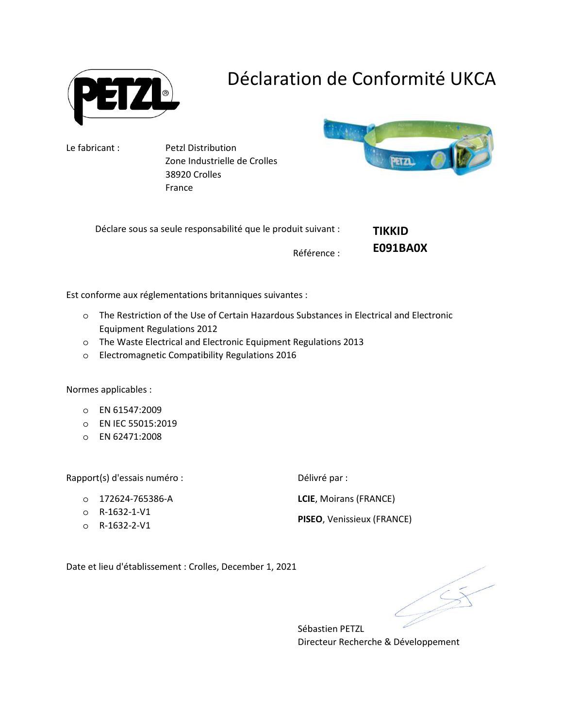# Déclaration de Conformité UKCA

Le fabricant : Petzl Distribution
Zone Industrielle de Crolles
38920 Crolles
France

Déclare sous sa seule responsabilité que le produit suivant : **TIKKID**

Référence : **E091BA0X**

Est conforme aux réglementations britanniques suivantes :

- The Restriction of the Use of Certain Hazardous Substances in Electrical and Electronic Equipment Regulations 2012
- The Waste Electrical and Electronic Equipment Regulations 2013
- Electromagnetic Compatibility Regulations 2016

Normes applicables :

- EN 61547:2009
- EN IEC 55015:2019
- EN 62471:2008

Rapport(s) d'essais numéro :

- 172624-765386-A
- R-1632-1-V1
- R-1632-2-V1

Délivré par :

**LCIE**, Moirans (FRANCE)

**PISEO**, Venissieux (FRANCE)

Date et lieu d'établissement : Crolles, December 1, 2021

Sébastien PETZL
Directeur Recherche & Développement